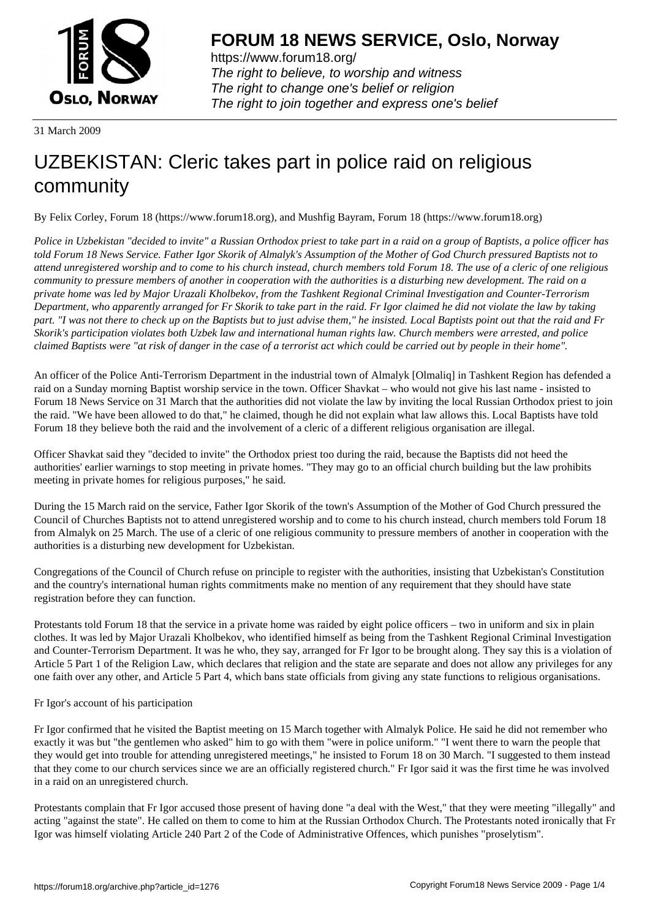**FORUM 18 NEWS SERVICE, Oslo, Norway**

https://www.forum18.org/
*The right to believe, to worship and witness*
*The right to change one's belief or religion*
*The right to join together and express one's belief*

31 March 2009

# UZBEKISTAN: Cleric takes part in police raid on religious community

By Felix Corley, Forum 18 (https://www.forum18.org), and Mushfig Bayram, Forum 18 (https://www.forum18.org)

*Police in Uzbekistan "decided to invite" a Russian Orthodox priest to take part in a raid on a group of Baptists, a police officer has told Forum 18 News Service. Father Igor Skorik of Almalyk's Assumption of the Mother of God Church pressured Baptists not to attend unregistered worship and to come to his church instead, church members told Forum 18. The use of a cleric of one religious community to pressure members of another in cooperation with the authorities is a disturbing new development. The raid on a private home was led by Major Urazali Kholbekov, from the Tashkent Regional Criminal Investigation and Counter-Terrorism Department, who apparently arranged for Fr Skorik to take part in the raid. Fr Igor claimed he did not violate the law by taking part. "I was not there to check up on the Baptists but to just advise them," he insisted. Local Baptists point out that the raid and Fr Skorik's participation violates both Uzbek law and international human rights law. Church members were arrested, and police claimed Baptists were "at risk of danger in the case of a terrorist act which could be carried out by people in their home".*

An officer of the Police Anti-Terrorism Department in the industrial town of Almalyk [Olmaliq] in Tashkent Region has defended a raid on a Sunday morning Baptist worship service in the town. Officer Shavkat – who would not give his last name - insisted to Forum 18 News Service on 31 March that the authorities did not violate the law by inviting the local Russian Orthodox priest to join the raid. "We have been allowed to do that," he claimed, though he did not explain what law allows this. Local Baptists have told Forum 18 they believe both the raid and the involvement of a cleric of a different religious organisation are illegal.

Officer Shavkat said they "decided to invite" the Orthodox priest too during the raid, because the Baptists did not heed the authorities' earlier warnings to stop meeting in private homes. "They may go to an official church building but the law prohibits meeting in private homes for religious purposes," he said.

During the 15 March raid on the service, Father Igor Skorik of the town's Assumption of the Mother of God Church pressured the Council of Churches Baptists not to attend unregistered worship and to come to his church instead, church members told Forum 18 from Almalyk on 25 March. The use of a cleric of one religious community to pressure members of another in cooperation with the authorities is a disturbing new development for Uzbekistan.

Congregations of the Council of Church refuse on principle to register with the authorities, insisting that Uzbekistan's Constitution and the country's international human rights commitments make no mention of any requirement that they should have state registration before they can function.

Protestants told Forum 18 that the service in a private home was raided by eight police officers – two in uniform and six in plain clothes. It was led by Major Urazali Kholbekov, who identified himself as being from the Tashkent Regional Criminal Investigation and Counter-Terrorism Department. It was he who, they say, arranged for Fr Igor to be brought along. They say this is a violation of Article 5 Part 1 of the Religion Law, which declares that religion and the state are separate and does not allow any privileges for any one faith over any other, and Article 5 Part 4, which bans state officials from giving any state functions to religious organisations.

Fr Igor's account of his participation

Fr Igor confirmed that he visited the Baptist meeting on 15 March together with Almalyk Police. He said he did not remember who exactly it was but "the gentlemen who asked" him to go with them "were in police uniform." "I went there to warn the people that they would get into trouble for attending unregistered meetings," he insisted to Forum 18 on 30 March. "I suggested to them instead that they come to our church services since we are an officially registered church." Fr Igor said it was the first time he was involved in a raid on an unregistered church.

Protestants complain that Fr Igor accused those present of having done "a deal with the West," that they were meeting "illegally" and acting "against the state". He called on them to come to him at the Russian Orthodox Church. The Protestants noted ironically that Fr Igor was himself violating Article 240 Part 2 of the Code of Administrative Offences, which punishes "proselytism".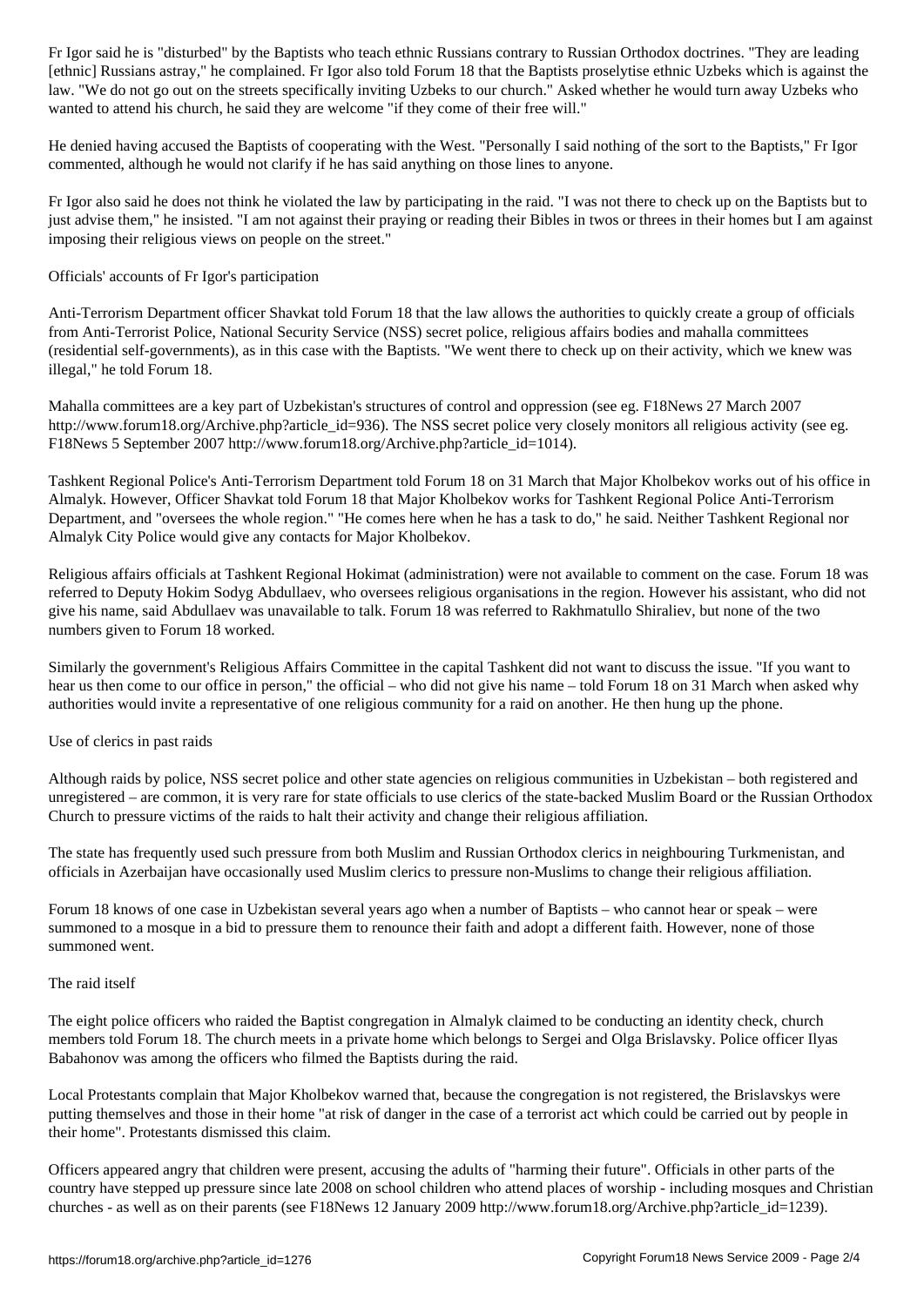Fr Igor said he is "disturbed" by the Baptists who teach ethnic Russians contrary to Russian Orthodox doctrines. "They are leading [ethnic] Russians astray," he complained. Fr Igor also told Forum 18 that the Baptists proselytise ethnic Uzbeks which is against the law. "We do not go out on the streets specifically inviting Uzbeks to our church." Asked whether he would turn away Uzbeks who wanted to attend his church, he said they are welcome "if they come of their free will."

He denied having accused the Baptists of cooperating with the West. "Personally I said nothing of the sort to the Baptists," Fr Igor commented, although he would not clarify if he has said anything on those lines to anyone.

Fr Igor also said he does not think he violated the law by participating in the raid. "I was not there to check up on the Baptists but to just advise them," he insisted. "I am not against their praying or reading their Bibles in twos or threes in their homes but I am against imposing their religious views on people on the street."

## Officials' accounts of Fr Igor's participation

Anti-Terrorism Department officer Shavkat told Forum 18 that the law allows the authorities to quickly create a group of officials from Anti-Terrorist Police, National Security Service (NSS) secret police, religious affairs bodies and mahalla committees (residential self-governments), as in this case with the Baptists. "We went there to check up on their activity, which we knew was illegal," he told Forum 18.

Mahalla committees are a key part of Uzbekistan's structures of control and oppression (see eg. F18News 27 March 2007 http://www.forum18.org/Archive.php?article_id=936). The NSS secret police very closely monitors all religious activity (see eg. F18News 5 September 2007 http://www.forum18.org/Archive.php?article_id=1014).

Tashkent Regional Police's Anti-Terrorism Department told Forum 18 on 31 March that Major Kholbekov works out of his office in Almalyk. However, Officer Shavkat told Forum 18 that Major Kholbekov works for Tashkent Regional Police Anti-Terrorism Department, and "oversees the whole region." "He comes here when he has a task to do," he said. Neither Tashkent Regional nor Almalyk City Police would give any contacts for Major Kholbekov.

Religious affairs officials at Tashkent Regional Hokimat (administration) were not available to comment on the case. Forum 18 was referred to Deputy Hokim Sodyg Abdullaev, who oversees religious organisations in the region. However his assistant, who did not give his name, said Abdullaev was unavailable to talk. Forum 18 was referred to Rakhmatullo Shiraliev, but none of the two numbers given to Forum 18 worked.

Similarly the government's Religious Affairs Committee in the capital Tashkent did not want to discuss the issue. "If you want to hear us then come to our office in person," the official – who did not give his name – told Forum 18 on 31 March when asked why authorities would invite a representative of one religious community for a raid on another. He then hung up the phone.

## Use of clerics in past raids

Although raids by police, NSS secret police and other state agencies on religious communities in Uzbekistan – both registered and unregistered – are common, it is very rare for state officials to use clerics of the state-backed Muslim Board or the Russian Orthodox Church to pressure victims of the raids to halt their activity and change their religious affiliation.

The state has frequently used such pressure from both Muslim and Russian Orthodox clerics in neighbouring Turkmenistan, and officials in Azerbaijan have occasionally used Muslim clerics to pressure non-Muslims to change their religious affiliation.

Forum 18 knows of one case in Uzbekistan several years ago when a number of Baptists – who cannot hear or speak – were summoned to a mosque in a bid to pressure them to renounce their faith and adopt a different faith. However, none of those summoned went.

## The raid itself

The eight police officers who raided the Baptist congregation in Almalyk claimed to be conducting an identity check, church members told Forum 18. The church meets in a private home which belongs to Sergei and Olga Brislavsky. Police officer Ilyas Babahonov was among the officers who filmed the Baptists during the raid.

Local Protestants complain that Major Kholbekov warned that, because the congregation is not registered, the Brislavskys were putting themselves and those in their home "at risk of danger in the case of a terrorist act which could be carried out by people in their home". Protestants dismissed this claim.

Officers appeared angry that children were present, accusing the adults of "harming their future". Officials in other parts of the country have stepped up pressure since late 2008 on school children who attend places of worship - including mosques and Christian churches - as well as on their parents (see F18News 12 January 2009 http://www.forum18.org/Archive.php?article_id=1239).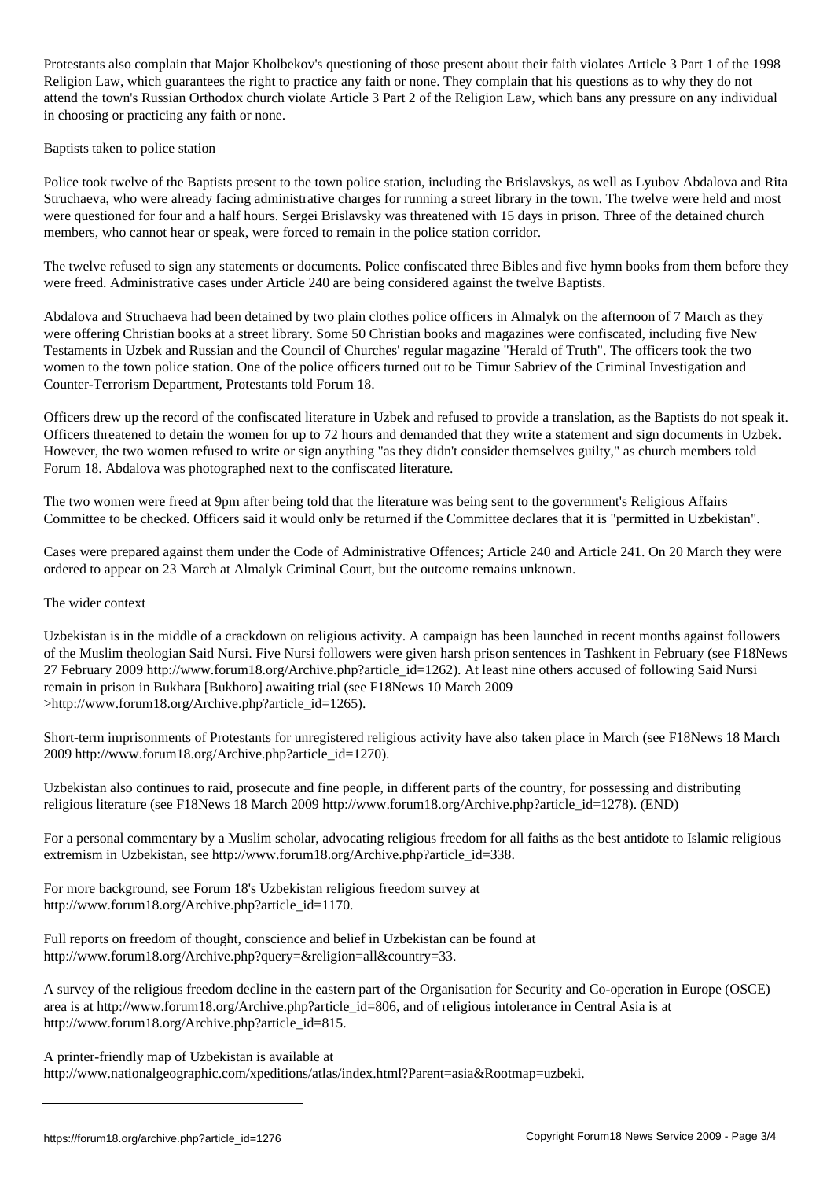Protestants also complain that Major Kholbekov's questioning of those present about their faith violates Article 3 Part 1 of the 1998 Religion Law, which guarantees the right to practice any faith or none. They complain that his questions as to why they do not attend the town's Russian Orthodox church violate Article 3 Part 2 of the Religion Law, which bans any pressure on any individual in choosing or practicing any faith or none.

## Baptists taken to police station

Police took twelve of the Baptists present to the town police station, including the Brislavskys, as well as Lyubov Abdalova and Rita Struchaeva, who were already facing administrative charges for running a street library in the town. The twelve were held and most were questioned for four and a half hours. Sergei Brislavsky was threatened with 15 days in prison. Three of the detained church members, who cannot hear or speak, were forced to remain in the police station corridor.

The twelve refused to sign any statements or documents. Police confiscated three Bibles and five hymn books from them before they were freed. Administrative cases under Article 240 are being considered against the twelve Baptists.

Abdalova and Struchaeva had been detained by two plain clothes police officers in Almalyk on the afternoon of 7 March as they were offering Christian books at a street library. Some 50 Christian books and magazines were confiscated, including five New Testaments in Uzbek and Russian and the Council of Churches' regular magazine "Herald of Truth". The officers took the two women to the town police station. One of the police officers turned out to be Timur Sabriev of the Criminal Investigation and Counter-Terrorism Department, Protestants told Forum 18.

Officers drew up the record of the confiscated literature in Uzbek and refused to provide a translation, as the Baptists do not speak it. Officers threatened to detain the women for up to 72 hours and demanded that they write a statement and sign documents in Uzbek. However, the two women refused to write or sign anything "as they didn't consider themselves guilty," as church members told Forum 18. Abdalova was photographed next to the confiscated literature.

The two women were freed at 9pm after being told that the literature was being sent to the government's Religious Affairs Committee to be checked. Officers said it would only be returned if the Committee declares that it is "permitted in Uzbekistan".

Cases were prepared against them under the Code of Administrative Offences; Article 240 and Article 241. On 20 March they were ordered to appear on 23 March at Almalyk Criminal Court, but the outcome remains unknown.

## The wider context

Uzbekistan is in the middle of a crackdown on religious activity. A campaign has been launched in recent months against followers of the Muslim theologian Said Nursi. Five Nursi followers were given harsh prison sentences in Tashkent in February (see F18News 27 February 2009 http://www.forum18.org/Archive.php?article_id=1262). At least nine others accused of following Said Nursi remain in prison in Bukhara [Bukhoro] awaiting trial (see F18News 10 March 2009 >http://www.forum18.org/Archive.php?article_id=1265).

Short-term imprisonments of Protestants for unregistered religious activity have also taken place in March (see F18News 18 March 2009 http://www.forum18.org/Archive.php?article_id=1270).

Uzbekistan also continues to raid, prosecute and fine people, in different parts of the country, for possessing and distributing religious literature (see F18News 18 March 2009 http://www.forum18.org/Archive.php?article_id=1278). (END)

For a personal commentary by a Muslim scholar, advocating religious freedom for all faiths as the best antidote to Islamic religious extremism in Uzbekistan, see http://www.forum18.org/Archive.php?article_id=338.

For more background, see Forum 18's Uzbekistan religious freedom survey at http://www.forum18.org/Archive.php?article_id=1170.

Full reports on freedom of thought, conscience and belief in Uzbekistan can be found at http://www.forum18.org/Archive.php?query=&religion=all&country=33.

A survey of the religious freedom decline in the eastern part of the Organisation for Security and Co-operation in Europe (OSCE) area is at http://www.forum18.org/Archive.php?article_id=806, and of religious intolerance in Central Asia is at http://www.forum18.org/Archive.php?article_id=815.

A printer-friendly map of Uzbekistan is available at http://www.nationalgeographic.com/xpeditions/atlas/index.html?Parent=asia&Rootmap=uzbeki.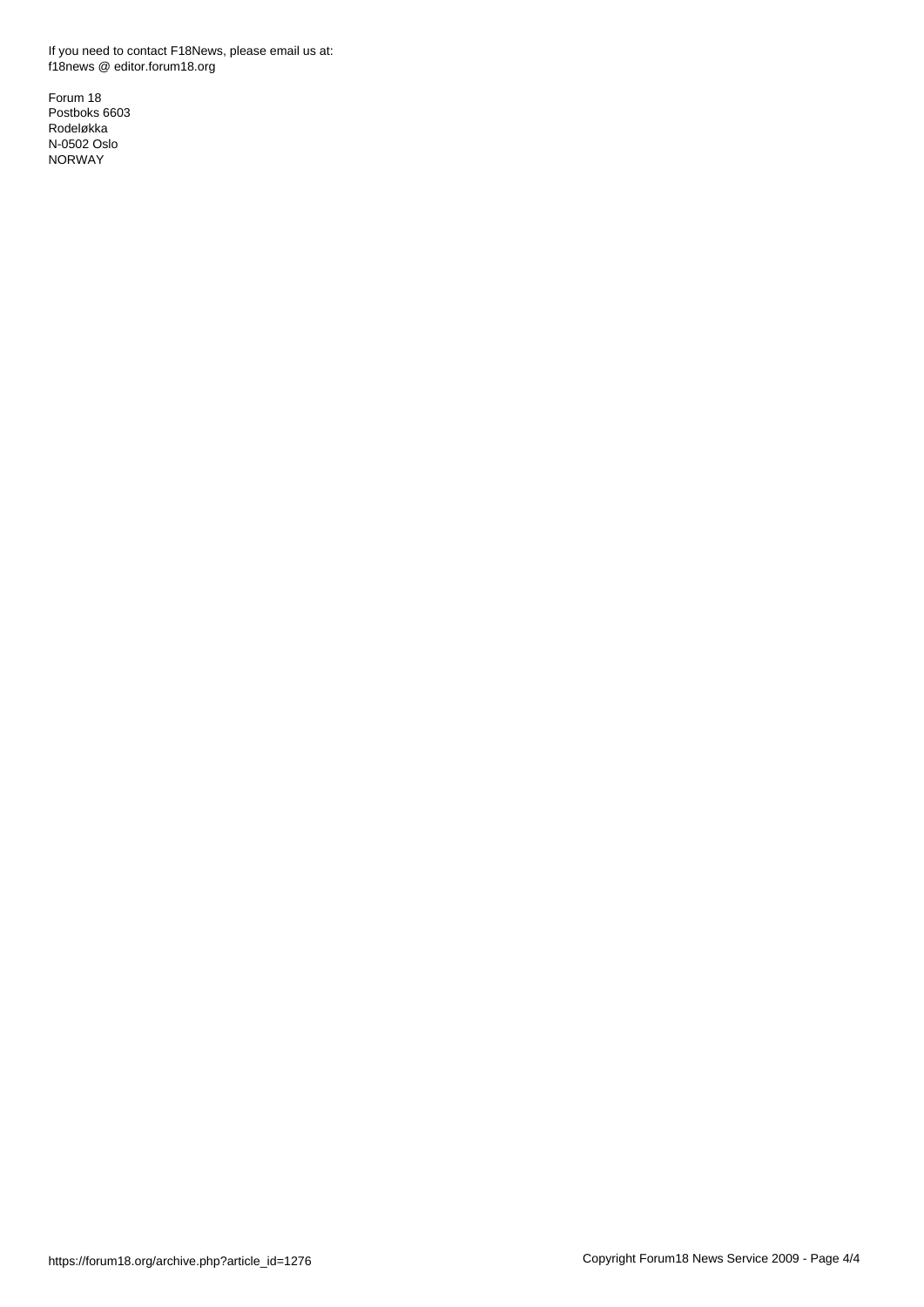If you need to contact F18News, please email us at:
f18news @ editor.forum18.org

Forum 18
Postboks 6603
Rodeløkka
N-0502 Oslo
NORWAY